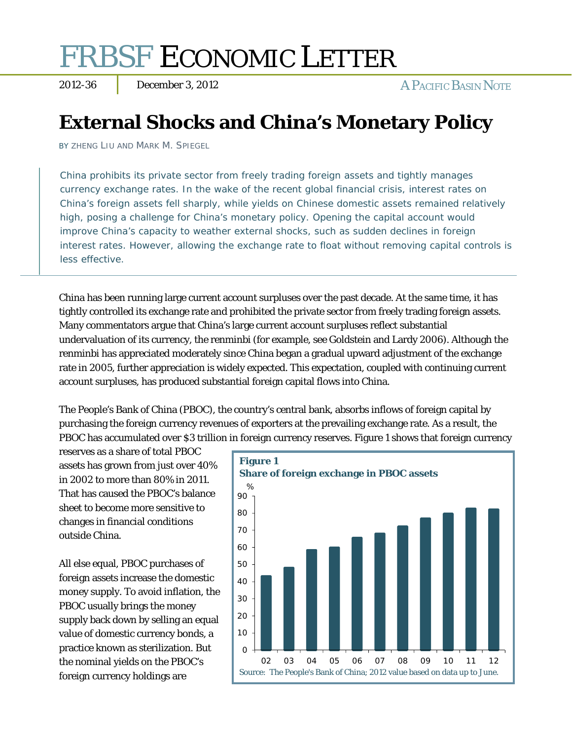# FRBSF ECONOMIC LETTER

2012-36 | December 3, 2012 | A PACIFIC BASIN NOTE

# External Shocks and China's Monetary Policy

BY ZHENG LIU AND MARK M. SPIEGEL

China prohibits its private sector from freely trading foreign assets and tightly manages currency exchange rates. In the wake of the recent global financial crisis, interest rates on China's foreign assets fell sharply, while yields on Chinese domestic assets remained relatively high, posing a challenge for China's monetary policy. Opening the capital account would improve China's capacity to weather external shocks, such as sudden declines in foreign interest rates. However, allowing the exchange rate to float without removing capital controls is less effective.

China has been running large current account surpluses over the past decade. At the same time, it has tightly controlled its exchange rate and prohibited the private sector from freely trading foreign assets. Many commentators argue that China's large current account surpluses reflect substantial undervaluation of its currency, the renminbi (for example, see Goldstein and Lardy 2006). Although the renminbi has appreciated moderately since China began a gradual upward adjustment of the exchange rate in 2005, further appreciation is widely expected. This expectation, coupled with continuing current account surpluses, has produced substantial foreign capital flows into China.

The People's Bank of China (PBOC), the country's central bank, absorbs inflows of foreign capital by purchasing the foreign currency revenues of exporters at the prevailing exchange rate. As a result, the PBOC has accumulated over $3 trillion in foreign currency reserves. Figure 1 shows that foreign currency reserves as a share of total PBOC assets has grown from just over 40% in 2002 to more than 80% in 2011. That has caused the PBOC's balance sheet to become more sensitive to changes in financial conditions outside China.

**Figure 1**
**Share of foreign exchange in PBOC assets**

Source: The People's Bank of China; 2012 value based on data up to June.

All else equal, PBOC purchases of foreign assets increase the domestic money supply. To avoid inflation, the PBOC usually brings the money supply back down by selling an equal value of domestic currency bonds, a practice known as sterilization. But the nominal yields on the PBOC's foreign currency holdings are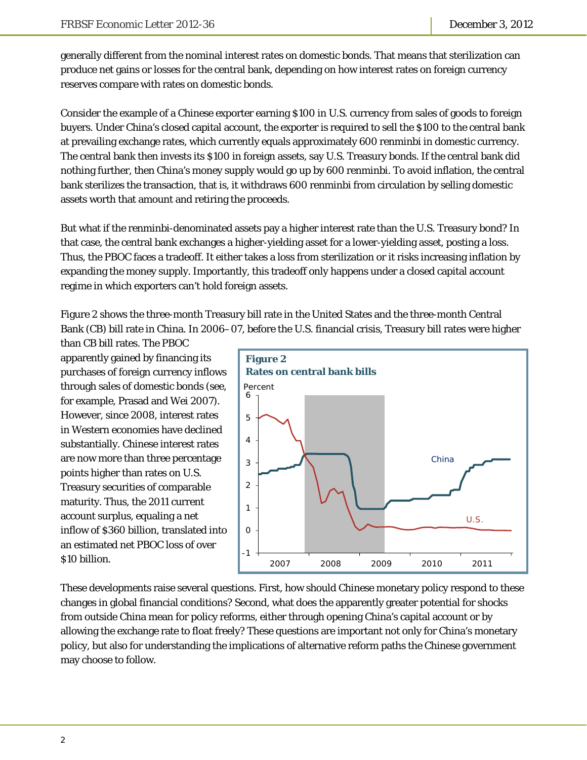generally different from the nominal interest rates on domestic bonds. That means that sterilization can produce net gains or losses for the central bank, depending on how interest rates on foreign currency reserves compare with rates on domestic bonds.

Consider the example of a Chinese exporter earning $100 in U.S. currency from sales of goods to foreign buyers. Under China's closed capital account, the exporter is required to sell the $100 to the central bank at prevailing exchange rates, which currently equals approximately 600 renminbi in domestic currency. The central bank then invests its $100 in foreign assets, say U.S. Treasury bonds. If the central bank did nothing further, then China's money supply would go up by 600 renminbi. To avoid inflation, the central bank sterilizes the transaction, that is, it withdraws 600 renminbi from circulation by selling domestic assets worth that amount and retiring the proceeds.

But what if the renminbi-denominated assets pay a higher interest rate than the U.S. Treasury bond? In that case, the central bank exchanges a higher-yielding asset for a lower-yielding asset, posting a loss. Thus, the PBOC faces a tradeoff. It either takes a loss from sterilization or it risks increasing inflation by expanding the money supply. Importantly, this tradeoff only happens under a closed capital account regime in which exporters can't hold foreign assets.

Figure 2 shows the three-month Treasury bill rate in the United States and the three-month Central Bank (CB) bill rate in China. In 2006–07, before the U.S. financial crisis, Treasury bill rates were higher than CB bill rates. The PBOC apparently gained by financing its purchases of foreign currency inflows through sales of domestic bonds (see, for example, Prasad and Wei 2007). However, since 2008, interest rates in Western economies have declined substantially. Chinese interest rates are now more than three percentage points higher than rates on U.S. Treasury securities of comparable maturity. Thus, the 2011 current account surplus, equaling a net inflow of $360 billion, translated into an estimated net PBOC loss of over $10 billion.

**Figure 2**
**Rates on central bank bills**

These developments raise several questions. First, how should Chinese monetary policy respond to these changes in global financial conditions? Second, what does the apparently greater potential for shocks from outside China mean for policy reforms, either through opening China's capital account or by allowing the exchange rate to float freely? These questions are important not only for China's monetary policy, but also for understanding the implications of alternative reform paths the Chinese government may choose to follow.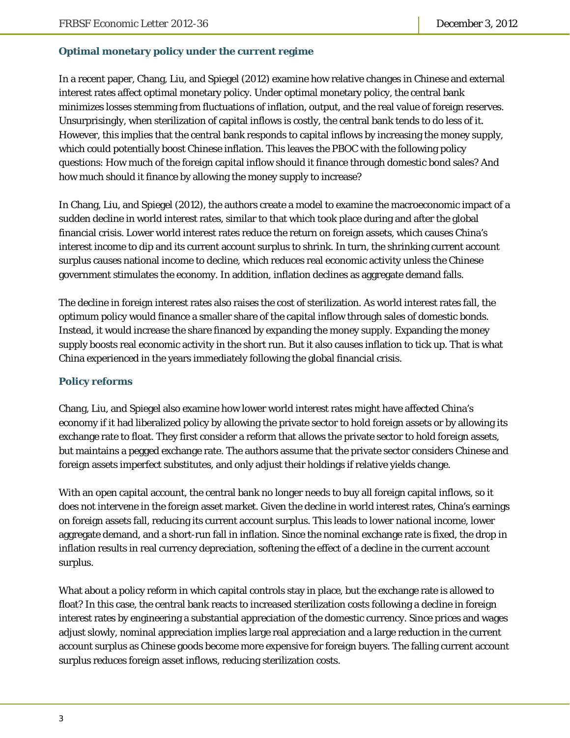### Optimal monetary policy under the current regime

In a recent paper, Chang, Liu, and Spiegel (2012) examine how relative changes in Chinese and external interest rates affect optimal monetary policy. Under optimal monetary policy, the central bank minimizes losses stemming from fluctuations of inflation, output, and the real value of foreign reserves. Unsurprisingly, when sterilization of capital inflows is costly, the central bank tends to do less of it. However, this implies that the central bank responds to capital inflows by increasing the money supply, which could potentially boost Chinese inflation. This leaves the PBOC with the following policy questions: How much of the foreign capital inflow should it finance through domestic bond sales? And how much should it finance by allowing the money supply to increase?

In Chang, Liu, and Spiegel (2012), the authors create a model to examine the macroeconomic impact of a sudden decline in world interest rates, similar to that which took place during and after the global financial crisis. Lower world interest rates reduce the return on foreign assets, which causes China's interest income to dip and its current account surplus to shrink. In turn, the shrinking current account surplus causes national income to decline, which reduces real economic activity unless the Chinese government stimulates the economy. In addition, inflation declines as aggregate demand falls.

The decline in foreign interest rates also raises the cost of sterilization. As world interest rates fall, the optimum policy would finance a smaller share of the capital inflow through sales of domestic bonds. Instead, it would increase the share financed by expanding the money supply. Expanding the money supply boosts real economic activity in the short run. But it also causes inflation to tick up. That is what China experienced in the years immediately following the global financial crisis.

### Policy reforms

Chang, Liu, and Spiegel also examine how lower world interest rates might have affected China's economy if it had liberalized policy by allowing the private sector to hold foreign assets or by allowing its exchange rate to float. They first consider a reform that allows the private sector to hold foreign assets, but maintains a pegged exchange rate. The authors assume that the private sector considers Chinese and foreign assets imperfect substitutes, and only adjust their holdings if relative yields change.

With an open capital account, the central bank no longer needs to buy all foreign capital inflows, so it does not intervene in the foreign asset market. Given the decline in world interest rates, China's earnings on foreign assets fall, reducing its current account surplus. This leads to lower national income, lower aggregate demand, and a short-run fall in inflation. Since the nominal exchange rate is fixed, the drop in inflation results in real currency depreciation, softening the effect of a decline in the current account surplus.

What about a policy reform in which capital controls stay in place, but the exchange rate is allowed to float? In this case, the central bank reacts to increased sterilization costs following a decline in foreign interest rates by engineering a substantial appreciation of the domestic currency. Since prices and wages adjust slowly, nominal appreciation implies large real appreciation and a large reduction in the current account surplus as Chinese goods become more expensive for foreign buyers. The falling current account surplus reduces foreign asset inflows, reducing sterilization costs.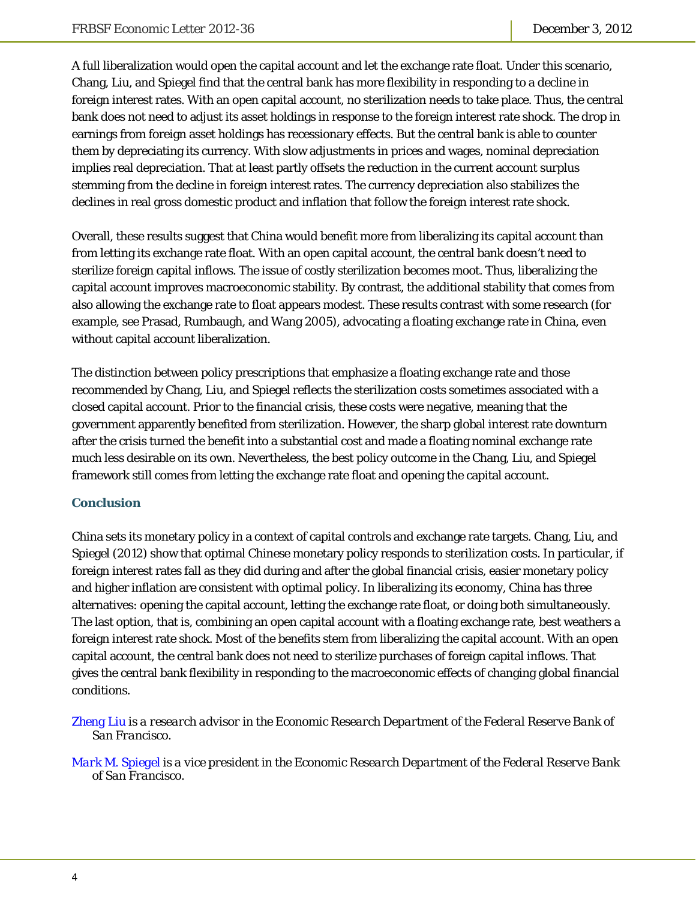A full liberalization would open the capital account and let the exchange rate float. Under this scenario, Chang, Liu, and Spiegel find that the central bank has more flexibility in responding to a decline in foreign interest rates. With an open capital account, no sterilization needs to take place. Thus, the central bank does not need to adjust its asset holdings in response to the foreign interest rate shock. The drop in earnings from foreign asset holdings has recessionary effects. But the central bank is able to counter them by depreciating its currency. With slow adjustments in prices and wages, nominal depreciation implies real depreciation. That at least partly offsets the reduction in the current account surplus stemming from the decline in foreign interest rates. The currency depreciation also stabilizes the declines in real gross domestic product and inflation that follow the foreign interest rate shock.

Overall, these results suggest that China would benefit more from liberalizing its capital account than from letting its exchange rate float. With an open capital account, the central bank doesn't need to sterilize foreign capital inflows. The issue of costly sterilization becomes moot. Thus, liberalizing the capital account improves macroeconomic stability. By contrast, the additional stability that comes from also allowing the exchange rate to float appears modest. These results contrast with some research (for example, see Prasad, Rumbaugh, and Wang 2005), advocating a floating exchange rate in China, even without capital account liberalization.

The distinction between policy prescriptions that emphasize a floating exchange rate and those recommended by Chang, Liu, and Spiegel reflects the sterilization costs sometimes associated with a closed capital account. Prior to the financial crisis, these costs were negative, meaning that the government apparently benefited from sterilization. However, the sharp global interest rate downturn after the crisis turned the benefit into a substantial cost and made a floating nominal exchange rate much less desirable on its own. Nevertheless, the best policy outcome in the Chang, Liu, and Spiegel framework still comes from letting the exchange rate float and opening the capital account.

## Conclusion

China sets its monetary policy in a context of capital controls and exchange rate targets. Chang, Liu, and Spiegel (2012) show that optimal Chinese monetary policy responds to sterilization costs. In particular, if foreign interest rates fall as they did during and after the global financial crisis, easier monetary policy and higher inflation are consistent with optimal policy. In liberalizing its economy, China has three alternatives: opening the capital account, letting the exchange rate float, or doing both simultaneously. The last option, that is, combining an open capital account with a floating exchange rate, best weathers a foreign interest rate shock. Most of the benefits stem from liberalizing the capital account. With an open capital account, the central bank does not need to sterilize purchases of foreign capital inflows. That gives the central bank flexibility in responding to the macroeconomic effects of changing global financial conditions.

Zheng Liu *is a research advisor in the Economic Research Department of the Federal Reserve Bank of San Francisco.*

Mark M. Spiegel *is a vice president in the Economic Research Department of the Federal Reserve Bank of San Francisco.*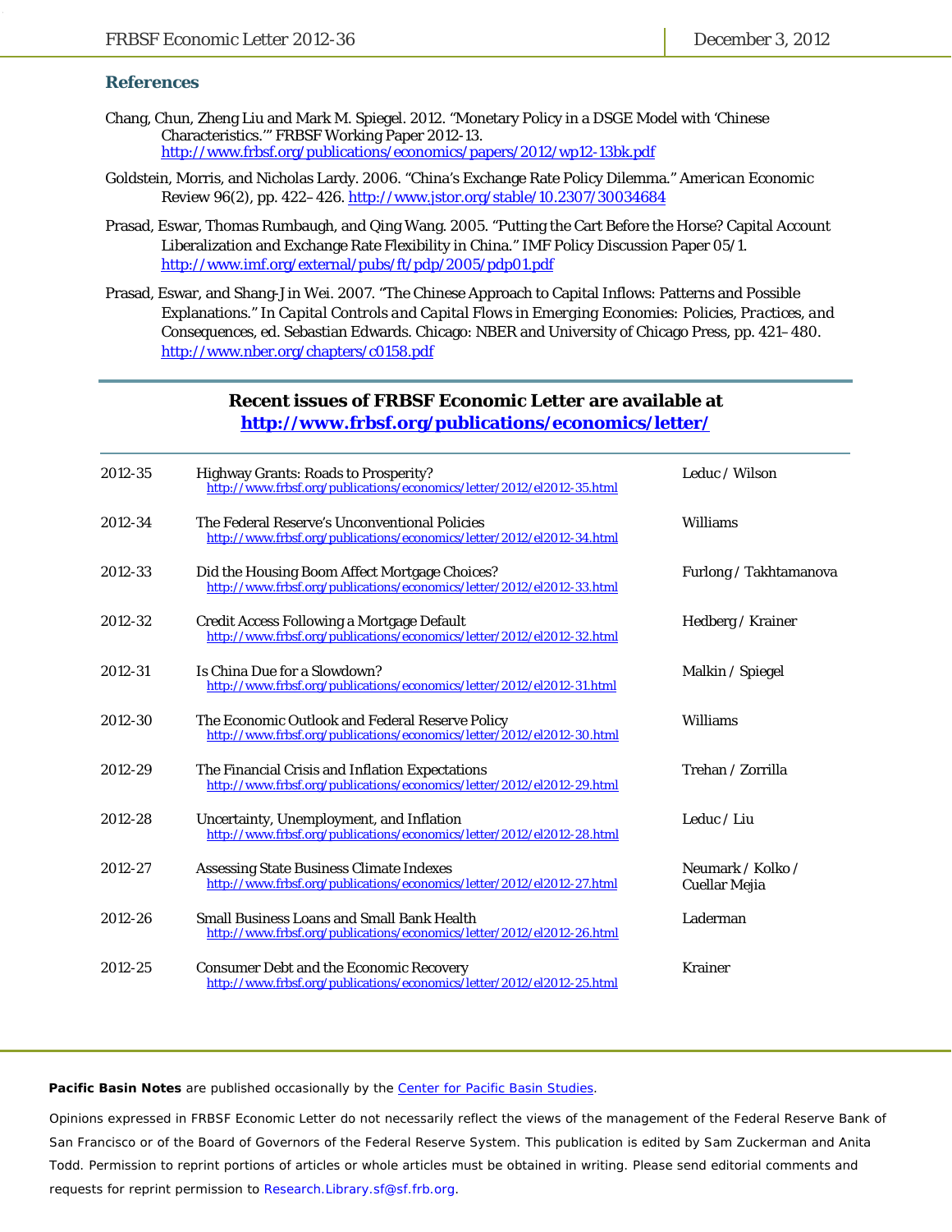## References

Chang, Chun, Zheng Liu and Mark M. Spiegel. 2012. "Monetary Policy in a DSGE Model with 'Chinese Characteristics.'" FRBSF Working Paper 2012-13. http://www.frbsf.org/publications/economics/papers/2012/wp12-13bk.pdf

Goldstein, Morris, and Nicholas Lardy. 2006. "China's Exchange Rate Policy Dilemma." *American Economic Review* 96(2), pp. 422–426. http://www.jstor.org/stable/10.2307/30034684

Prasad, Eswar, Thomas Rumbaugh, and Qing Wang. 2005. "Putting the Cart Before the Horse? Capital Account Liberalization and Exchange Rate Flexibility in China." IMF Policy Discussion Paper 05/1. http://www.imf.org/external/pubs/ft/pdp/2005/pdp01.pdf

Prasad, Eswar, and Shang-Jin Wei. 2007. "The Chinese Approach to Capital Inflows: Patterns and Possible Explanations." In *Capital Controls and Capital Flows in Emerging Economies: Policies, Practices, and Consequences*, ed. Sebastian Edwards. Chicago: NBER and University of Chicago Press, pp. 421–480. http://www.nber.org/chapters/c0158.pdf

**Recent issues of FRBSF Economic Letter are available at http://www.frbsf.org/publications/economics/letter/**

| | | |
|---|---|---|
| 2012-35 | Highway Grants: Roads to Prosperity? http://www.frbsf.org/publications/economics/letter/2012/el2012-35.html | Leduc / Wilson |
| 2012-34 | The Federal Reserve's Unconventional Policies http://www.frbsf.org/publications/economics/letter/2012/el2012-34.html | Williams |
| 2012-33 | Did the Housing Boom Affect Mortgage Choices? http://www.frbsf.org/publications/economics/letter/2012/el2012-33.html | Furlong / Takhtamanova |
| 2012-32 | Credit Access Following a Mortgage Default http://www.frbsf.org/publications/economics/letter/2012/el2012-32.html | Hedberg / Krainer |
| 2012-31 | Is China Due for a Slowdown? http://www.frbsf.org/publications/economics/letter/2012/el2012-31.html | Malkin / Spiegel |
| 2012-30 | The Economic Outlook and Federal Reserve Policy http://www.frbsf.org/publications/economics/letter/2012/el2012-30.html | Williams |
| 2012-29 | The Financial Crisis and Inflation Expectations http://www.frbsf.org/publications/economics/letter/2012/el2012-29.html | Trehan / Zorrilla |
| 2012-28 | Uncertainty, Unemployment, and Inflation http://www.frbsf.org/publications/economics/letter/2012/el2012-28.html | Leduc / Liu |
| 2012-27 | Assessing State Business Climate Indexes http://www.frbsf.org/publications/economics/letter/2012/el2012-27.html | Neumark / Kolko / Cuellar Mejia |
| 2012-26 | Small Business Loans and Small Bank Health http://www.frbsf.org/publications/economics/letter/2012/el2012-26.html | Laderman |
| 2012-25 | Consumer Debt and the Economic Recovery http://www.frbsf.org/publications/economics/letter/2012/el2012-25.html | Krainer |

**Pacific Basin Notes** are published occasionally by the Center for Pacific Basin Studies.

Opinions expressed in FRBSF Economic Letter do not necessarily reflect the views of the management of the Federal Reserve Bank of San Francisco or of the Board of Governors of the Federal Reserve System. This publication is edited by Sam Zuckerman and Anita Todd. Permission to reprint portions of articles or whole articles must be obtained in writing. Please send editorial comments and requests for reprint permission to Research.Library.sf@sf.frb.org.